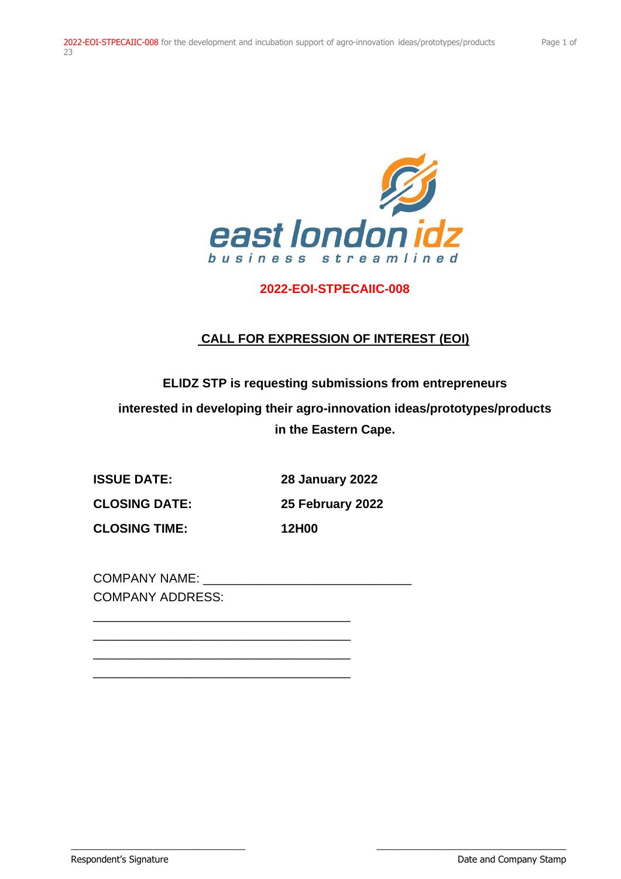east london idz

business streamlined

**2022-EOI-STPECAIIC-008**

## CALL FOR EXPRESSION OF INTEREST (EOI)

**ELIDZ STP is requesting submissions from entrepreneurs interested in developing their agro-innovation ideas/prototypes/products in the Eastern Cape.**

| | |
|---|---|
| **ISSUE DATE:** | **28 January 2022** |
| **CLOSING DATE:** | **25 February 2022** |
| **CLOSING TIME:** | **12H00** |

COMPANY NAME: ______________________________

COMPANY ADDRESS:

______________________________________

______________________________________

______________________________________

______________________________________

_______________________________ Respondent's Signature

_______________________________ Date and Company Stamp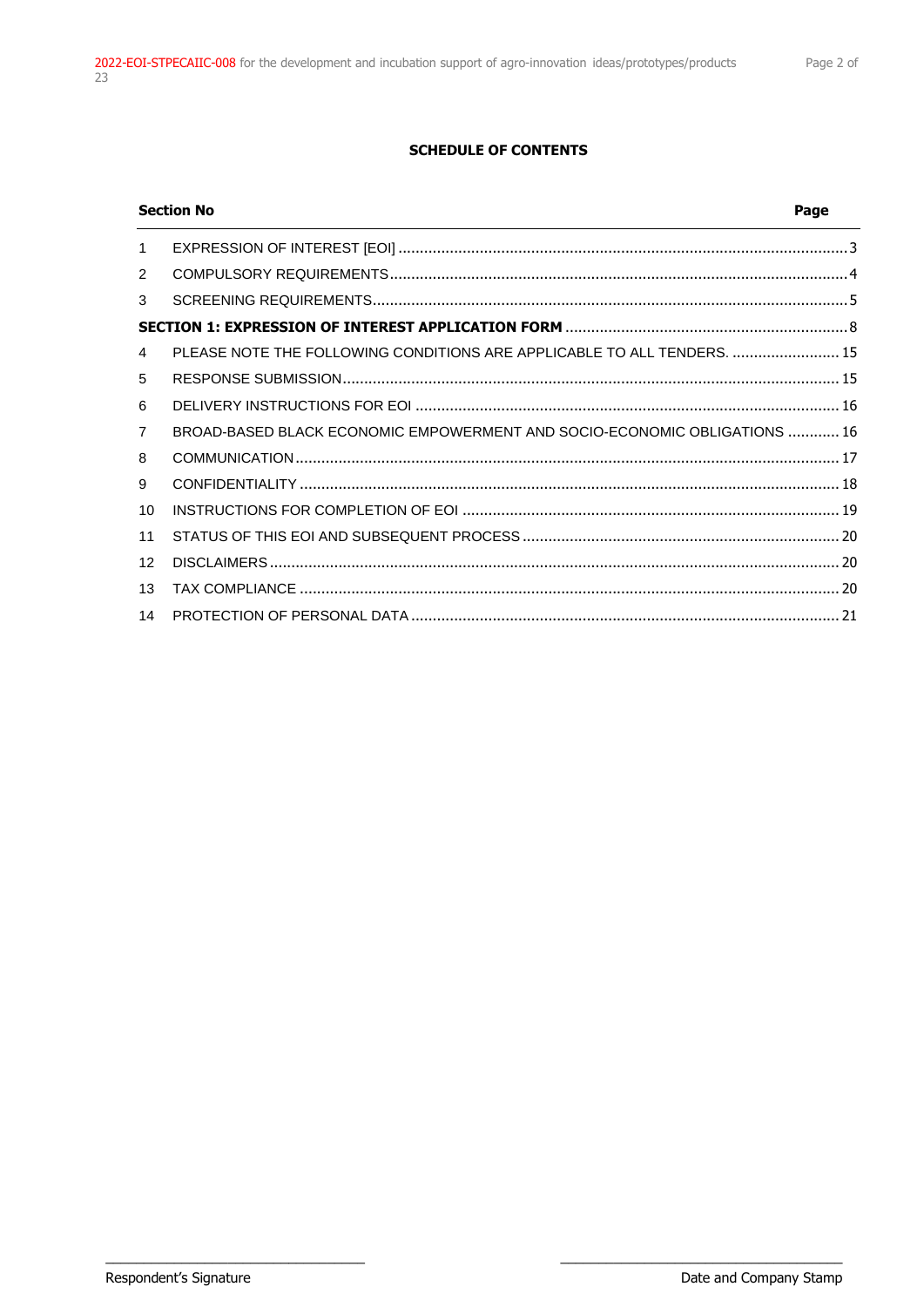**SCHEDULE OF CONTENTS**

| Section No | | Page |
|---|---|---|
| 1 | EXPRESSION OF INTEREST [EOI] | 3 |
| 2 | COMPULSORY REQUIREMENTS | 4 |
| 3 | SCREENING REQUIREMENTS | 5 |
| **SECTION 1: EXPRESSION OF INTEREST APPLICATION FORM** | | 8 |
| 4 | PLEASE NOTE THE FOLLOWING CONDITIONS ARE APPLICABLE TO ALL TENDERS. | 15 |
| 5 | RESPONSE SUBMISSION | 15 |
| 6 | DELIVERY INSTRUCTIONS FOR EOI | 16 |
| 7 | BROAD-BASED BLACK ECONOMIC EMPOWERMENT AND SOCIO-ECONOMIC OBLIGATIONS | 16 |
| 8 | COMMUNICATION | 17 |
| 9 | CONFIDENTIALITY | 18 |
| 10 | INSTRUCTIONS FOR COMPLETION OF EOI | 19 |
| 11 | STATUS OF THIS EOI AND SUBSEQUENT PROCESS | 20 |
| 12 | DISCLAIMERS | 20 |
| 13 | TAX COMPLIANCE | 20 |
| 14 | PROTECTION OF PERSONAL DATA | 21 |

\_\_\_\_\_\_\_\_\_\_\_\_\_\_\_\_\_\_\_\_\_\_\_\_\_\_\_\_\_\_\_\_\_\_ \_\_\_\_\_\_\_\_\_\_\_\_\_\_\_\_\_\_\_\_\_\_\_\_\_\_\_\_\_\_\_\_\_\_

Respondent's Signature Date and Company Stamp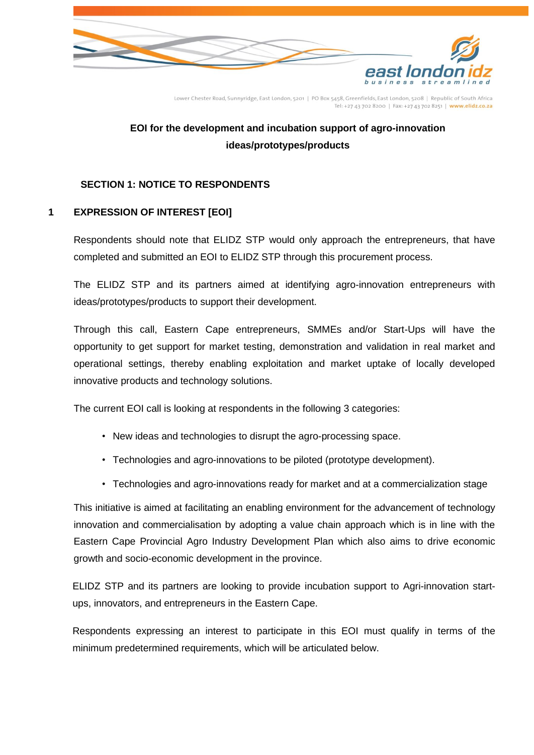**EOI for the development and incubation support of agro-innovation ideas/prototypes/products**

## SECTION 1: NOTICE TO RESPONDENTS

### 1 EXPRESSION OF INTEREST [EOI]

Respondents should note that ELIDZ STP would only approach the entrepreneurs, that have completed and submitted an EOI to ELIDZ STP through this procurement process.

The ELIDZ STP and its partners aimed at identifying agro-innovation entrepreneurs with ideas/prototypes/products to support their development.

Through this call, Eastern Cape entrepreneurs, SMMEs and/or Start-Ups will have the opportunity to get support for market testing, demonstration and validation in real market and operational settings, thereby enabling exploitation and market uptake of locally developed innovative products and technology solutions.

The current EOI call is looking at respondents in the following 3 categories:

- New ideas and technologies to disrupt the agro-processing space.
- Technologies and agro-innovations to be piloted (prototype development).
- Technologies and agro-innovations ready for market and at a commercialization stage

This initiative is aimed at facilitating an enabling environment for the advancement of technology innovation and commercialisation by adopting a value chain approach which is in line with the Eastern Cape Provincial Agro Industry Development Plan which also aims to drive economic growth and socio-economic development in the province.

ELIDZ STP and its partners are looking to provide incubation support to Agri-innovation start-ups, innovators, and entrepreneurs in the Eastern Cape.

Respondents expressing an interest to participate in this EOI must qualify in terms of the minimum predetermined requirements, which will be articulated below.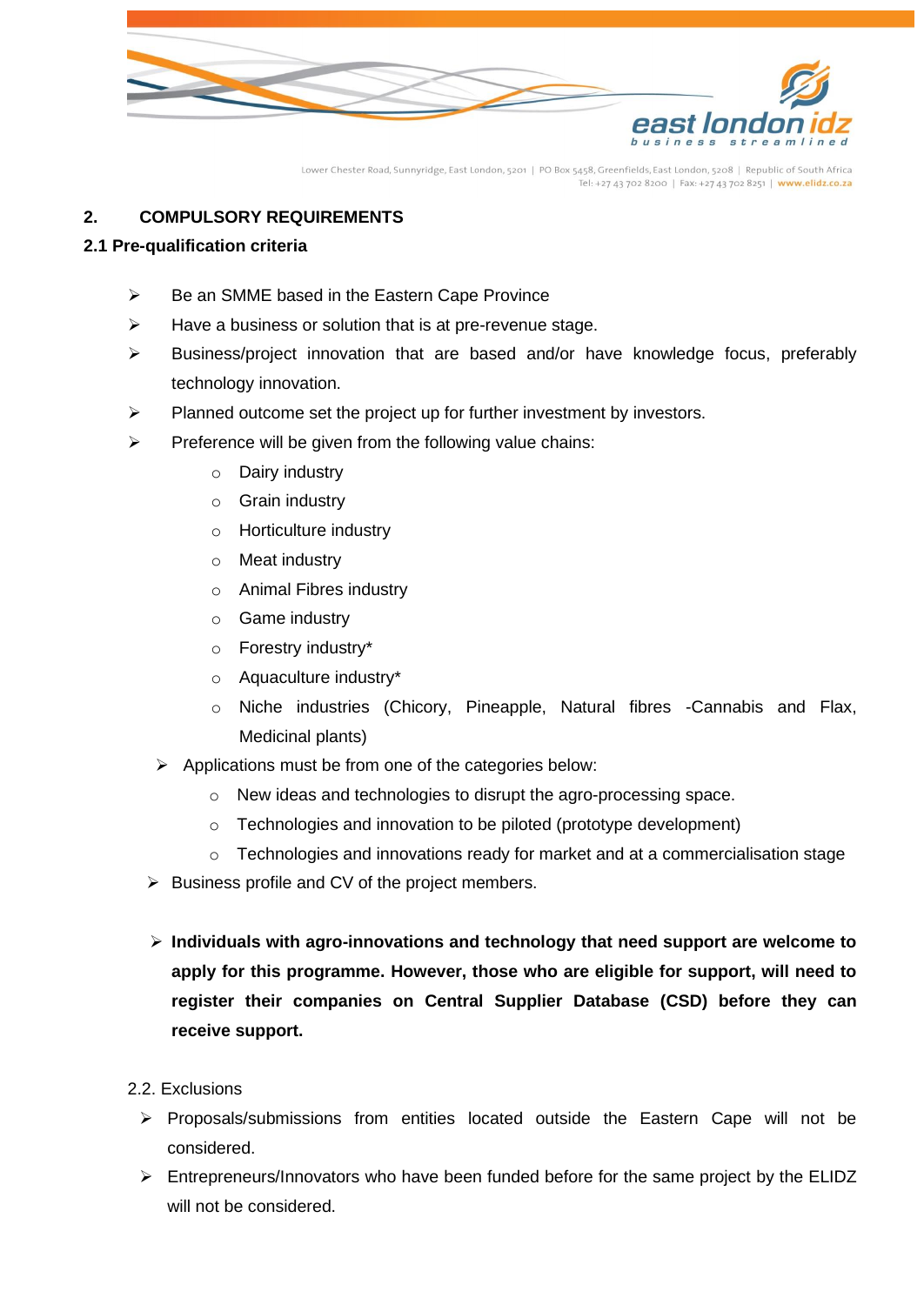## 2. COMPULSORY REQUIREMENTS

### 2.1 Pre-qualification criteria

- Be an SMME based in the Eastern Cape Province
- Have a business or solution that is at pre-revenue stage.
- Business/project innovation that are based and/or have knowledge focus, preferably technology innovation.
- Planned outcome set the project up for further investment by investors.
- Preference will be given from the following value chains:
  - Dairy industry
  - Grain industry
  - Horticulture industry
  - Meat industry
  - Animal Fibres industry
  - Game industry
  - Forestry industry*
  - Aquaculture industry*
  - Niche industries (Chicory, Pineapple, Natural fibres -Cannabis and Flax, Medicinal plants)
- Applications must be from one of the categories below:
  - New ideas and technologies to disrupt the agro-processing space.
  - Technologies and innovation to be piloted (prototype development)
  - Technologies and innovations ready for market and at a commercialisation stage
- Business profile and CV of the project members.

- **Individuals with agro-innovations and technology that need support are welcome to apply for this programme. However, those who are eligible for support, will need to register their companies on Central Supplier Database (CSD) before they can receive support.**

2.2. Exclusions

- Proposals/submissions from entities located outside the Eastern Cape will not be considered.
- Entrepreneurs/Innovators who have been funded before for the same project by the ELIDZ will not be considered.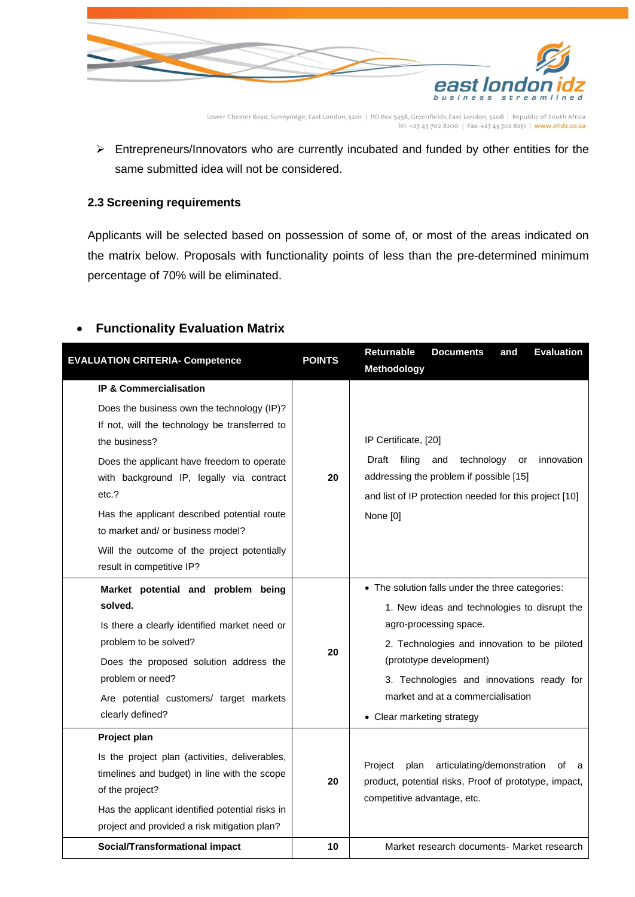- Entrepreneurs/Innovators who are currently incubated and funded by other entities for the same submitted idea will not be considered.

### 2.3 Screening requirements

Applicants will be selected based on possession of some of, or most of the areas indicated on the matrix below. Proposals with functionality points of less than the pre-determined minimum percentage of 70% will be eliminated.

- **Functionality Evaluation Matrix**

| EVALUATION CRITERIA- Competence | POINTS | Returnable Documents and Evaluation Methodology |
|---|---|---|
| **IP & Commercialisation**<br><br>Does the business own the technology (IP)? If not, will the technology be transferred to the business?<br><br>Does the applicant have freedom to operate with background IP, legally via contract etc.?<br><br>Has the applicant described potential route to market and/ or business model?<br><br>Will the outcome of the project potentially result in competitive IP? | 20 | IP Certificate, [20]<br><br>Draft filing and technology or innovation addressing the problem if possible [15]<br><br>and list of IP protection needed for this project [10]<br><br>None [0] |
| **Market potential and problem being solved.**<br><br>Is there a clearly identified market need or problem to be solved?<br><br>Does the proposed solution address the problem or need?<br><br>Are potential customers/ target markets clearly defined? | 20 | • The solution falls under the three categories:<br>1. New ideas and technologies to disrupt the agro-processing space.<br>2. Technologies and innovation to be piloted (prototype development)<br>3. Technologies and innovations ready for market and at a commercialisation<br>• Clear marketing strategy |
| **Project plan**<br><br>Is the project plan (activities, deliverables, timelines and budget) in line with the scope of the project?<br><br>Has the applicant identified potential risks in project and provided a risk mitigation plan? | 20 | Project plan articulating/demonstration of a product, potential risks, Proof of prototype, impact, competitive advantage, etc. |
| **Social/Transformational impact** | 10 | Market research documents- Market research |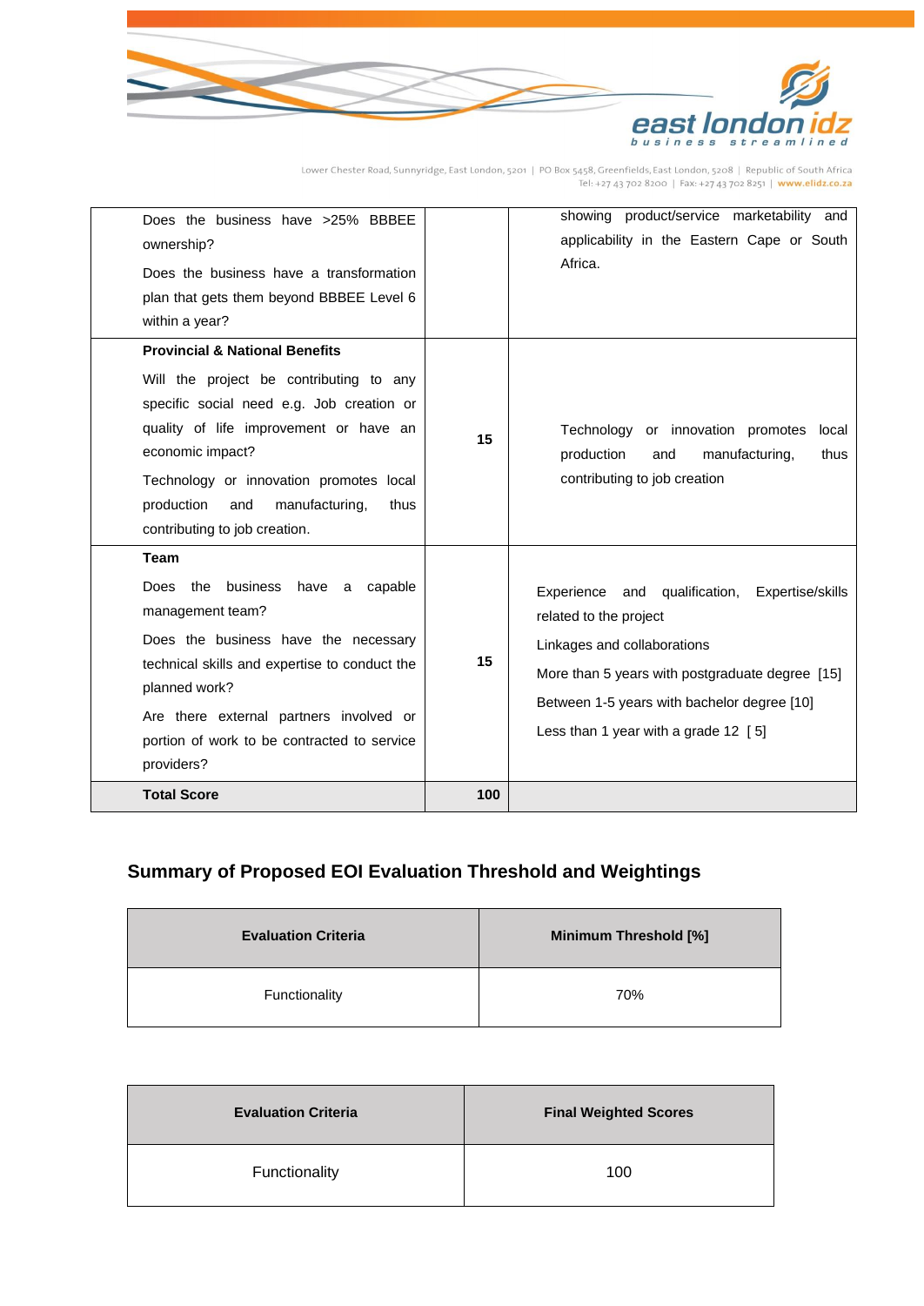| | | |
|---|---|---|
| Does the business have >25% BBBEE ownership?<br><br>Does the business have a transformation plan that gets them beyond BBBEE Level 6 within a year? | | showing product/service marketability and applicability in the Eastern Cape or South Africa. |
| **Provincial & National Benefits**<br><br>Will the project be contributing to any specific social need e.g. Job creation or quality of life improvement or have an economic impact?<br><br>Technology or innovation promotes local production and manufacturing, thus contributing to job creation. | **15** | Technology or innovation promotes local production and manufacturing, thus contributing to job creation |
| **Team**<br><br>Does the business have a capable management team?<br><br>Does the business have the necessary technical skills and expertise to conduct the planned work?<br><br>Are there external partners involved or portion of work to be contracted to service providers? | **15** | Experience and qualification, Expertise/skills related to the project<br><br>Linkages and collaborations<br><br>More than 5 years with postgraduate degree [15]<br><br>Between 1-5 years with bachelor degree [10]<br><br>Less than 1 year with a grade 12 [ 5] |
| **Total Score** | **100** | |

## Summary of Proposed EOI Evaluation Threshold and Weightings

| Evaluation Criteria | Minimum Threshold [%] |
|---|---|
| Functionality | 70% |

| Evaluation Criteria | Final Weighted Scores |
|---|---|
| Functionality | 100 |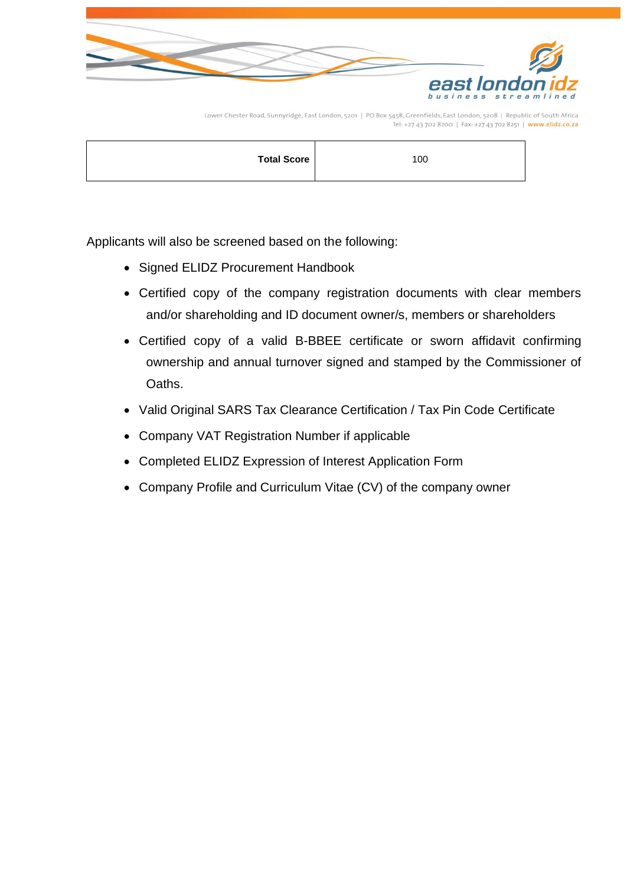| Total Score | 100 |
|---|---|

Applicants will also be screened based on the following:

- Signed ELIDZ Procurement Handbook
- Certified copy of the company registration documents with clear members and/or shareholding and ID document owner/s, members or shareholders
- Certified copy of a valid B-BBEE certificate or sworn affidavit confirming ownership and annual turnover signed and stamped by the Commissioner of Oaths.
- Valid Original SARS Tax Clearance Certification / Tax Pin Code Certificate
- Company VAT Registration Number if applicable
- Completed ELIDZ Expression of Interest Application Form
- Company Profile and Curriculum Vitae (CV) of the company owner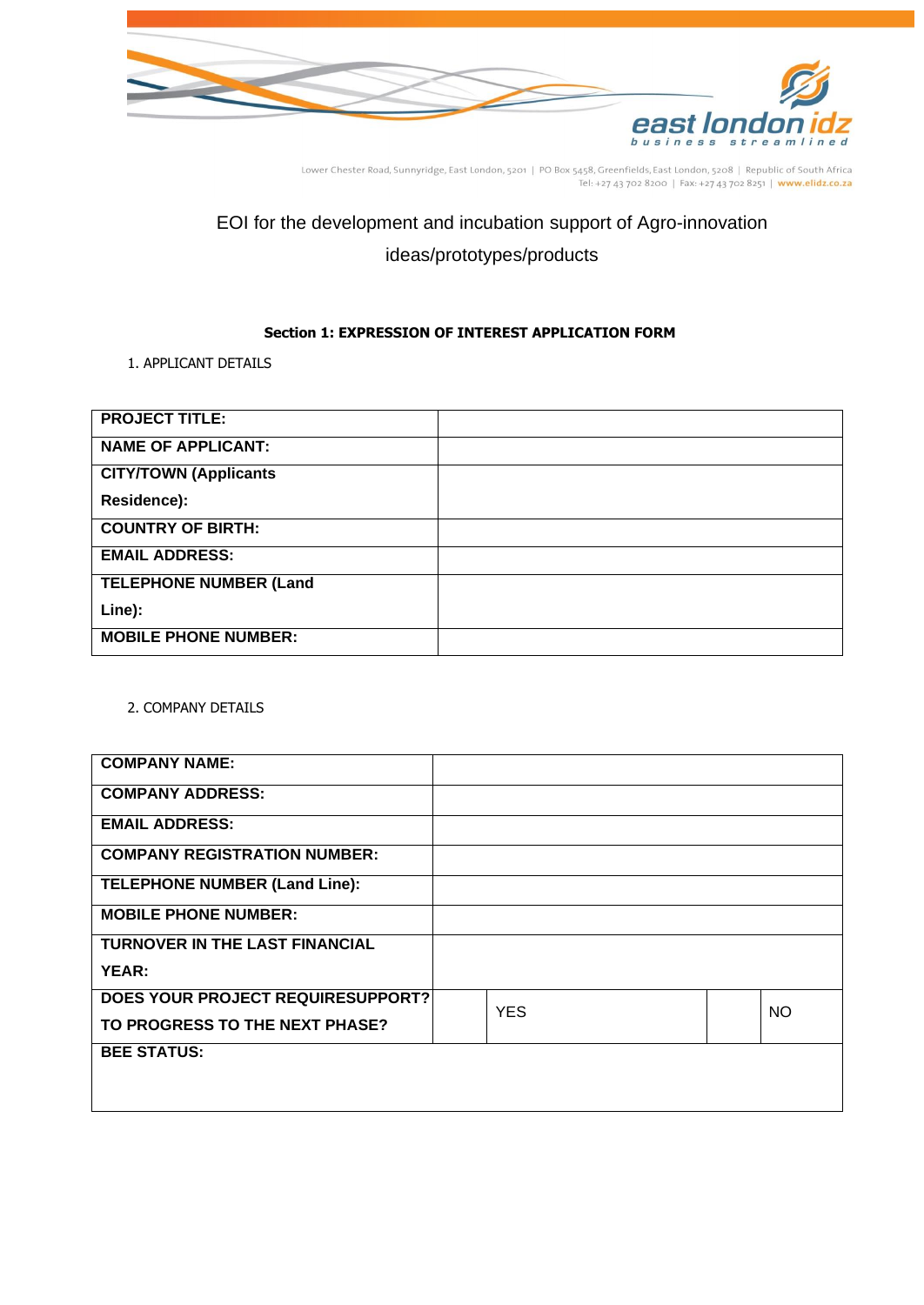EOI for the development and incubation support of Agro-innovation ideas/prototypes/products

**Section 1: EXPRESSION OF INTEREST APPLICATION FORM**

1. APPLICANT DETAILS

| | |
|---|---|
| **PROJECT TITLE:** | |
| **NAME OF APPLICANT:** | |
| **CITY/TOWN (Applicants Residence):** | |
| **COUNTRY OF BIRTH:** | |
| **EMAIL ADDRESS:** | |
| **TELEPHONE NUMBER (Land Line):** | |
| **MOBILE PHONE NUMBER:** | |

2. COMPANY DETAILS

| | | | | |
|---|---|---|---|---|
| **COMPANY NAME:** | | | | |
| **COMPANY ADDRESS:** | | | | |
| **EMAIL ADDRESS:** | | | | |
| **COMPANY REGISTRATION NUMBER:** | | | | |
| **TELEPHONE NUMBER (Land Line):** | | | | |
| **MOBILE PHONE NUMBER:** | | | | |
| **TURNOVER IN THE LAST FINANCIAL YEAR:** | | | | |
| **DOES YOUR PROJECT REQUIRESUPPORT? TO PROGRESS TO THE NEXT PHASE?** | | YES | | NO |
| **BEE STATUS:** | | | | |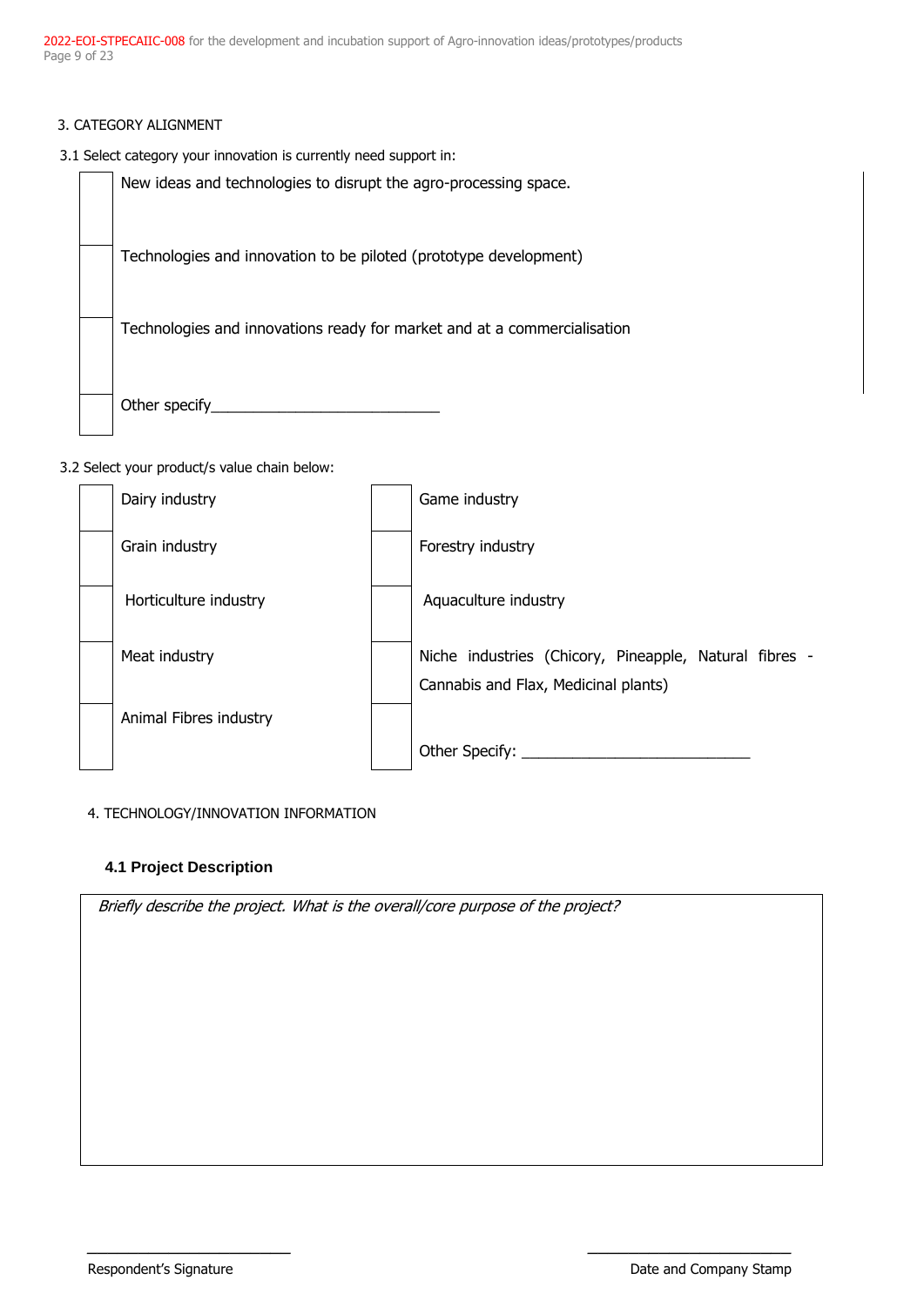3. CATEGORY ALIGNMENT

3.1 Select category your innovation is currently need support in:

| | |
|---|---|
| | New ideas and technologies to disrupt the agro-processing space. |
| | Technologies and innovation to be piloted (prototype development) |
| | Technologies and innovations ready for market and at a commercialisation |
| | Other specify___________________________ |

3.2 Select your product/s value chain below:

| | | | |
|---|---|---|---|
| | Dairy industry | | Game industry |
| | Grain industry | | Forestry industry |
| | Horticulture industry | | Aquaculture industry |
| | Meat industry | | Niche industries (Chicory, Pineapple, Natural fibres - Cannabis and Flax, Medicinal plants) |
| | Animal Fibres industry | | Other Specify: ___________________________ |

4. TECHNOLOGY/INNOVATION INFORMATION

**4.1 Project Description**

| *Briefly describe the project. What is the overall/core purpose of the project?* |
|---|
| |

_________________________ Respondent's Signature

_________________________ Date and Company Stamp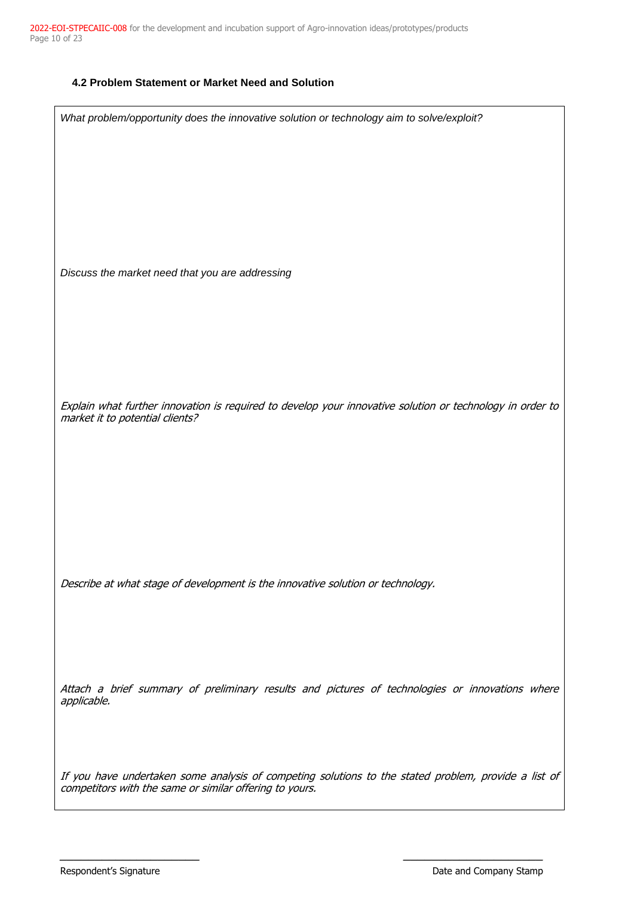### 4.2 Problem Statement or Market Need and Solution

*What problem/opportunity does the innovative solution or technology aim to solve/exploit?*

*Discuss the market need that you are addressing*

*Explain what further innovation is required to develop your innovative solution or technology in order to market it to potential clients?*

*Describe at what stage of development is the innovative solution or technology.*

*Attach a brief summary of preliminary results and pictures of technologies or innovations where applicable.*

*If you have undertaken some analysis of competing solutions to the stated problem, provide a list of competitors with the same or similar offering to yours.*

Respondent's Signature

Date and Company Stamp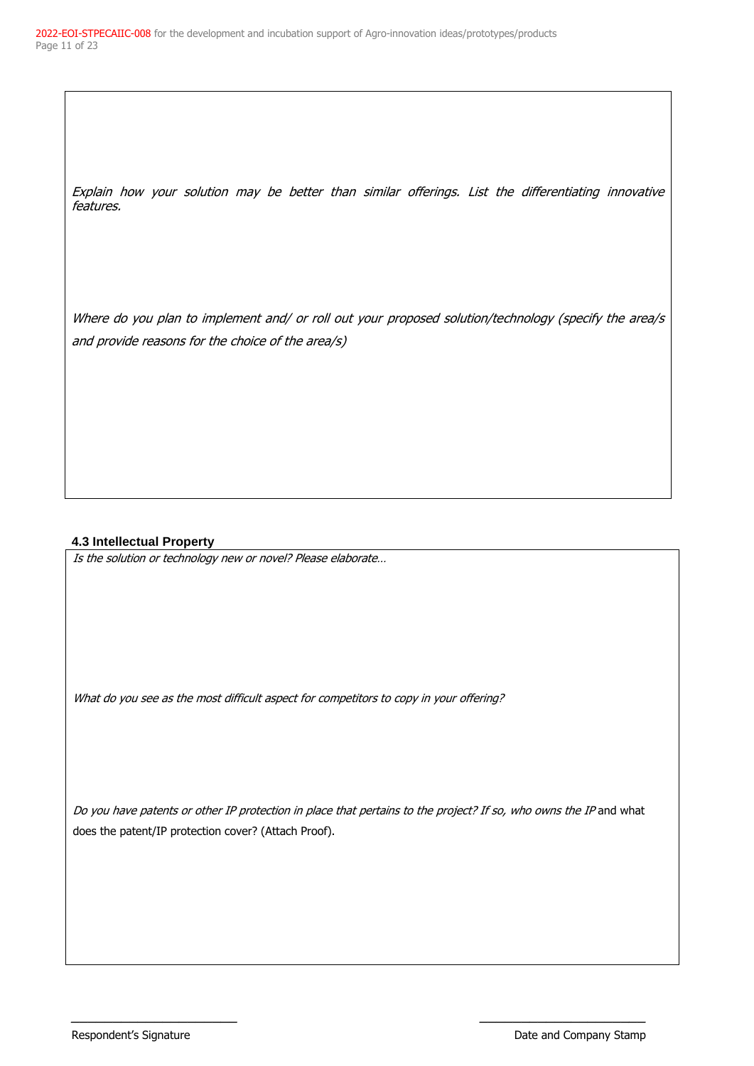*Explain how your solution may be better than similar offerings. List the differentiating innovative features.*

*Where do you plan to implement and/ or roll out your proposed solution/technology (specify the area/s and provide reasons for the choice of the area/s)*

### 4.3 Intellectual Property

*Is the solution or technology new or novel? Please elaborate…*

*What do you see as the most difficult aspect for competitors to copy in your offering?*

*Do you have patents or other IP protection in place that pertains to the project? If so, who owns the IP* and what does the patent/IP protection cover? (Attach Proof).

\_\_\_\_\_\_\_\_\_\_\_\_\_\_\_\_\_\_\_\_\_\_\_\_\_\_
Respondent's Signature

\_\_\_\_\_\_\_\_\_\_\_\_\_\_\_\_\_\_\_\_\_\_\_\_\_\_
Date and Company Stamp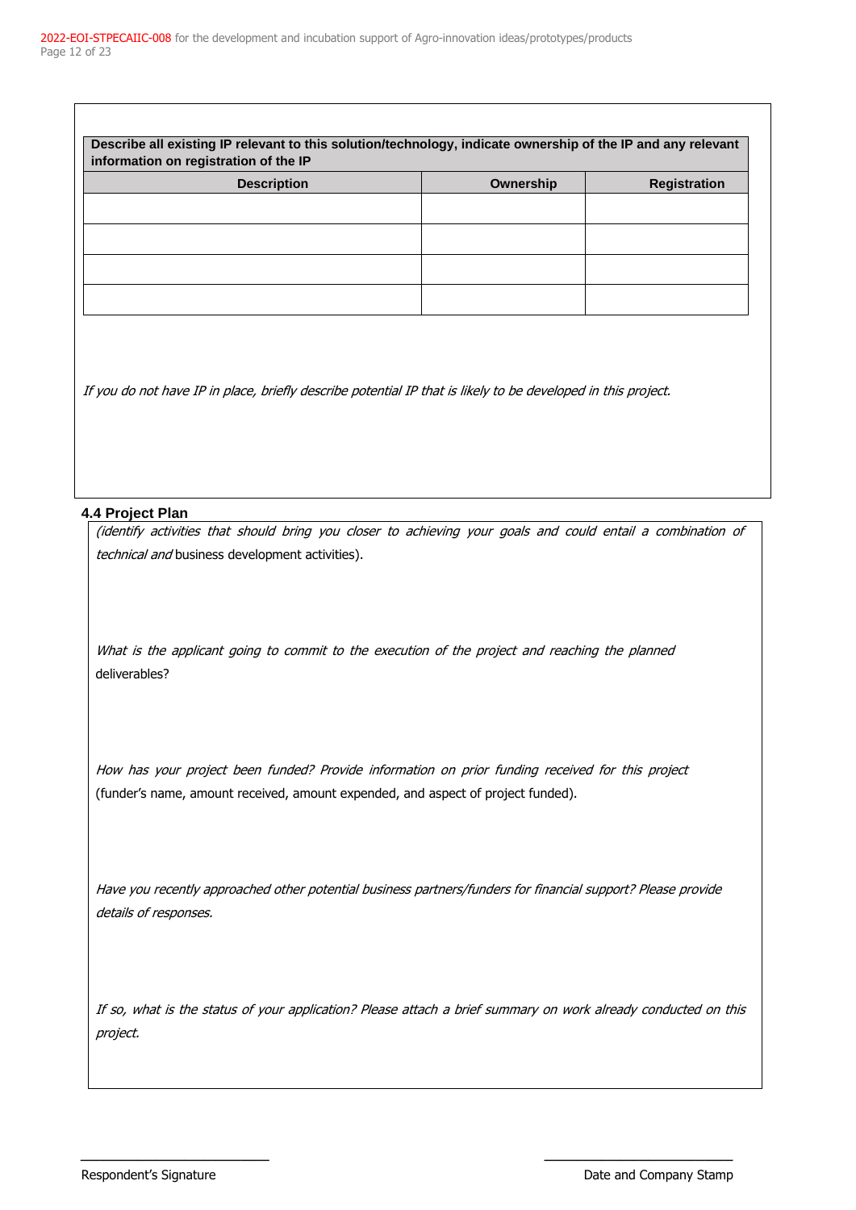**Describe all existing IP relevant to this solution/technology, indicate ownership of the IP and any relevant information on registration of the IP**

| Description | Ownership | Registration |
|---|---|---|
| | | |
| | | |
| | | |
| | | |

*If you do not have IP in place, briefly describe potential IP that is likely to be developed in this project.*

### 4.4 Project Plan

*(identify activities that should bring you closer to achieving your goals and could entail a combination of technical and* business development activities).

*What is the applicant going to commit to the execution of the project and reaching the planned* deliverables?

*How has your project been funded? Provide information on prior funding received for this project* (funder's name, amount received, amount expended, and aspect of project funded).

*Have you recently approached other potential business partners/funders for financial support? Please provide details of responses.*

*If so, what is the status of your application? Please attach a brief summary on work already conducted on this project.*

\_\_\_\_\_\_\_\_\_\_\_\_\_\_\_\_\_\_\_\_\_\_\_\_\_\_\_ \_\_\_\_\_\_\_\_\_\_\_\_\_\_\_\_\_\_\_\_\_\_\_\_\_\_\_

Respondent's Signature Date and Company Stamp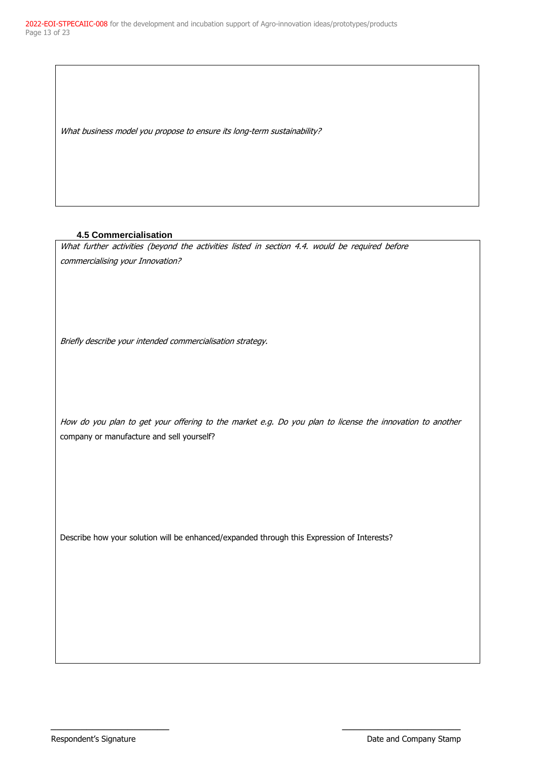*What business model you propose to ensure its long-term sustainability?*

### 4.5 Commercialisation

*What further activities (beyond the activities listed in section 4.4. would be required before commercialising your Innovation?*

*Briefly describe your intended commercialisation strategy.*

*How do you plan to get your offering to the market e.g. Do you plan to license the innovation to another* company or manufacture and sell yourself?

Describe how your solution will be enhanced/expanded through this Expression of Interests?

\_\_\_\_\_\_\_\_\_\_\_\_\_\_\_\_\_\_\_\_\_\_\_\_\_\_\_\_

Respondent's Signature

\_\_\_\_\_\_\_\_\_\_\_\_\_\_\_\_\_\_\_\_\_\_\_\_\_\_\_\_

Date and Company Stamp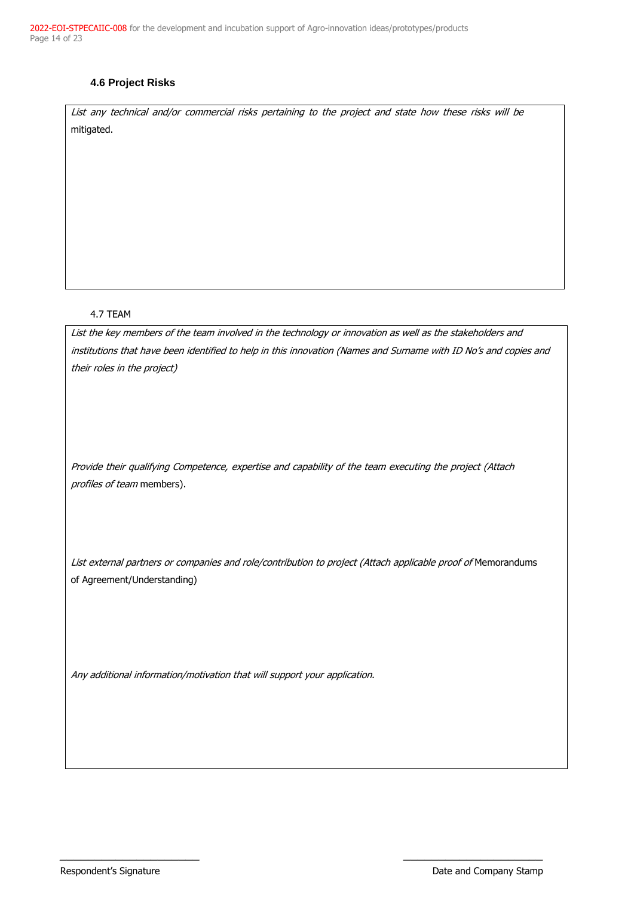### 4.6 Project Risks

*List any technical and/or commercial risks pertaining to the project and state how these risks will be* mitigated.

4.7 TEAM

*List the key members of the team involved in the technology or innovation as well as the stakeholders and institutions that have been identified to help in this innovation (Names and Surname with ID No's and copies and their roles in the project)*

*Provide their qualifying Competence, expertise and capability of the team executing the project (Attach profiles of team* members).

*List external partners or companies and role/contribution to project (Attach applicable proof of* Memorandums of Agreement/Understanding)

*Any additional information/motivation that will support your application.*

\_\_\_\_\_\_\_\_\_\_\_\_\_\_\_\_\_\_\_\_\_\_\_\_ \_\_\_\_\_\_\_\_\_\_\_\_\_\_\_\_\_\_\_\_\_\_\_\_

Respondent's Signature Date and Company Stamp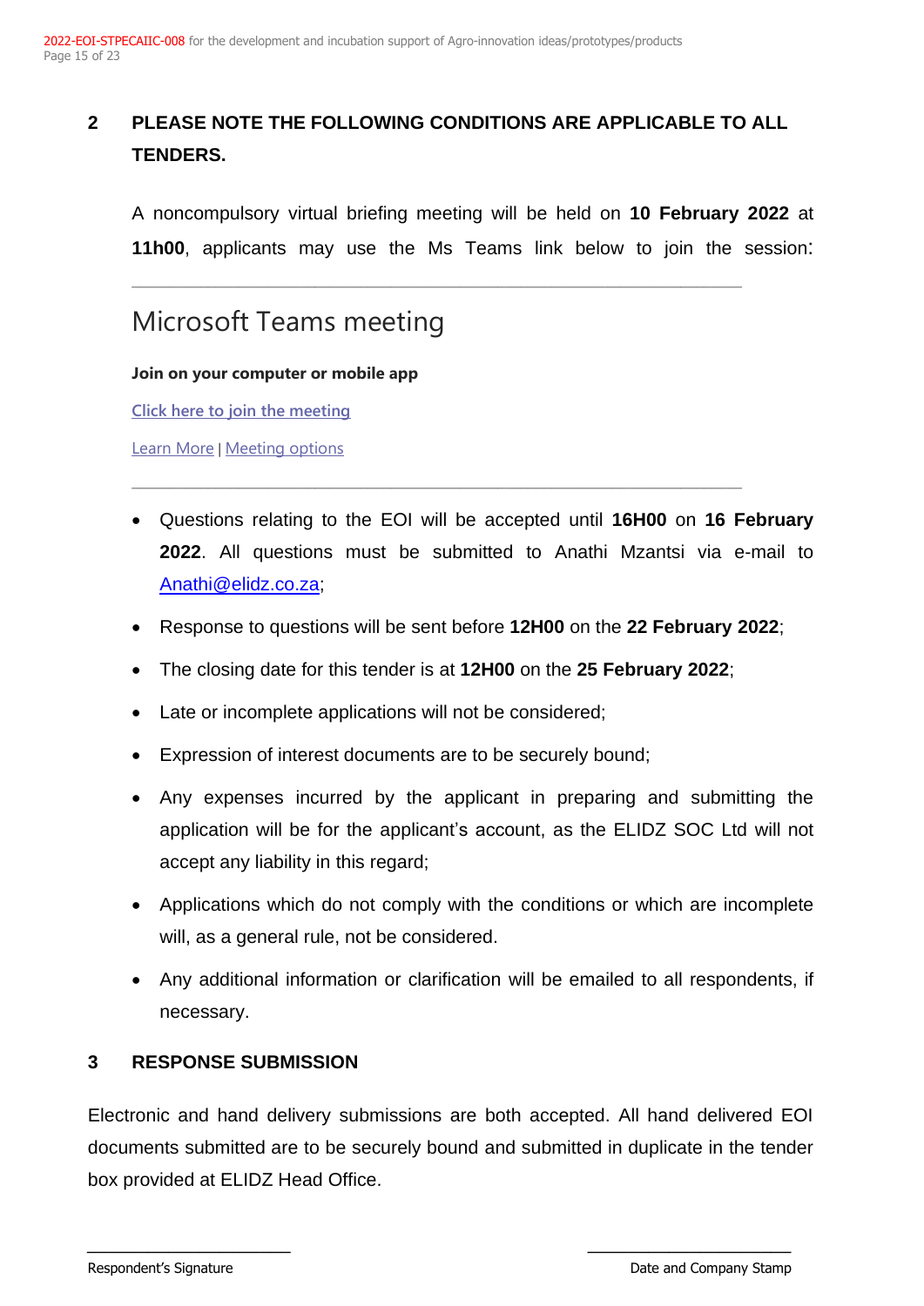## 2 PLEASE NOTE THE FOLLOWING CONDITIONS ARE APPLICABLE TO ALL TENDERS.

A noncompulsory virtual briefing meeting will be held on **10 February 2022** at **11h00**, applicants may use the Ms Teams link below to join the session:

---

Microsoft Teams meeting

**Join on your computer or mobile app**

Click here to join the meeting

Learn More | Meeting options

---

- Questions relating to the EOI will be accepted until **16H00** on **16 February 2022**. All questions must be submitted to Anathi Mzantsi via e-mail to Anathi@elidz.co.za;
- Response to questions will be sent before **12H00** on the **22 February 2022**;
- The closing date for this tender is at **12H00** on the **25 February 2022**;
- Late or incomplete applications will not be considered;
- Expression of interest documents are to be securely bound;
- Any expenses incurred by the applicant in preparing and submitting the application will be for the applicant's account, as the ELIDZ SOC Ltd will not accept any liability in this regard;
- Applications which do not comply with the conditions or which are incomplete will, as a general rule, not be considered.
- Any additional information or clarification will be emailed to all respondents, if necessary.

## 3 RESPONSE SUBMISSION

Electronic and hand delivery submissions are both accepted. All hand delivered EOI documents submitted are to be securely bound and submitted in duplicate in the tender box provided at ELIDZ Head Office.

Respondent's Signature

Date and Company Stamp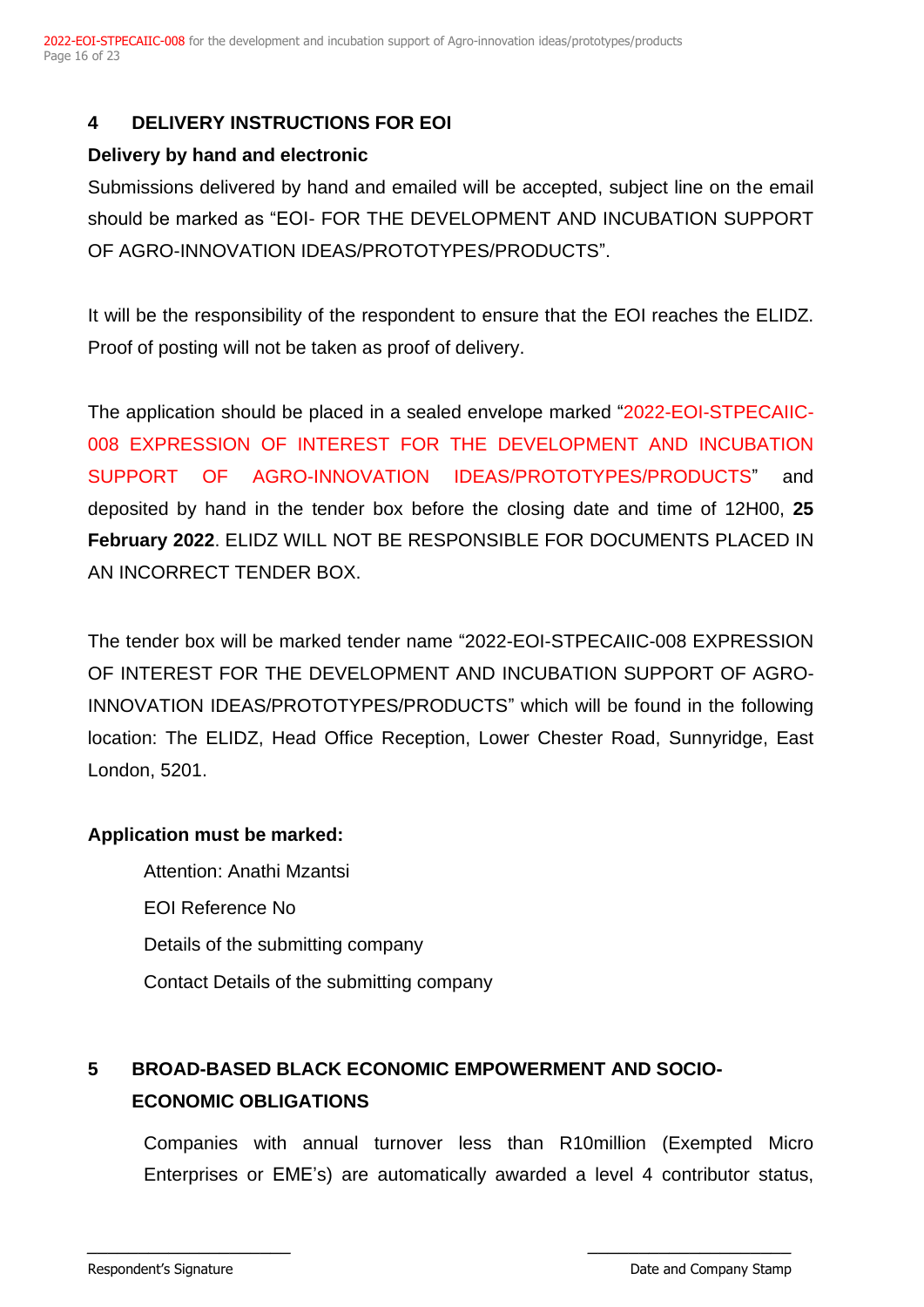## 4 DELIVERY INSTRUCTIONS FOR EOI

**Delivery by hand and electronic**

Submissions delivered by hand and emailed will be accepted, subject line on the email should be marked as "EOI- FOR THE DEVELOPMENT AND INCUBATION SUPPORT OF AGRO-INNOVATION IDEAS/PROTOTYPES/PRODUCTS".

It will be the responsibility of the respondent to ensure that the EOI reaches the ELIDZ. Proof of posting will not be taken as proof of delivery.

The application should be placed in a sealed envelope marked "2022-EOI-STPECAIIC-008 EXPRESSION OF INTEREST FOR THE DEVELOPMENT AND INCUBATION SUPPORT OF AGRO-INNOVATION IDEAS/PROTOTYPES/PRODUCTS" and deposited by hand in the tender box before the closing date and time of 12H00, **25 February 2022**. ELIDZ WILL NOT BE RESPONSIBLE FOR DOCUMENTS PLACED IN AN INCORRECT TENDER BOX.

The tender box will be marked tender name "2022-EOI-STPECAIIC-008 EXPRESSION OF INTEREST FOR THE DEVELOPMENT AND INCUBATION SUPPORT OF AGRO-INNOVATION IDEAS/PROTOTYPES/PRODUCTS" which will be found in the following location: The ELIDZ, Head Office Reception, Lower Chester Road, Sunnyridge, East London, 5201.

**Application must be marked:**

Attention: Anathi Mzantsi

EOI Reference No

Details of the submitting company

Contact Details of the submitting company

## 5 BROAD-BASED BLACK ECONOMIC EMPOWERMENT AND SOCIO-ECONOMIC OBLIGATIONS

Companies with annual turnover less than R10million (Exempted Micro Enterprises or EME's) are automatically awarded a level 4 contributor status,

Respondent's Signature

Date and Company Stamp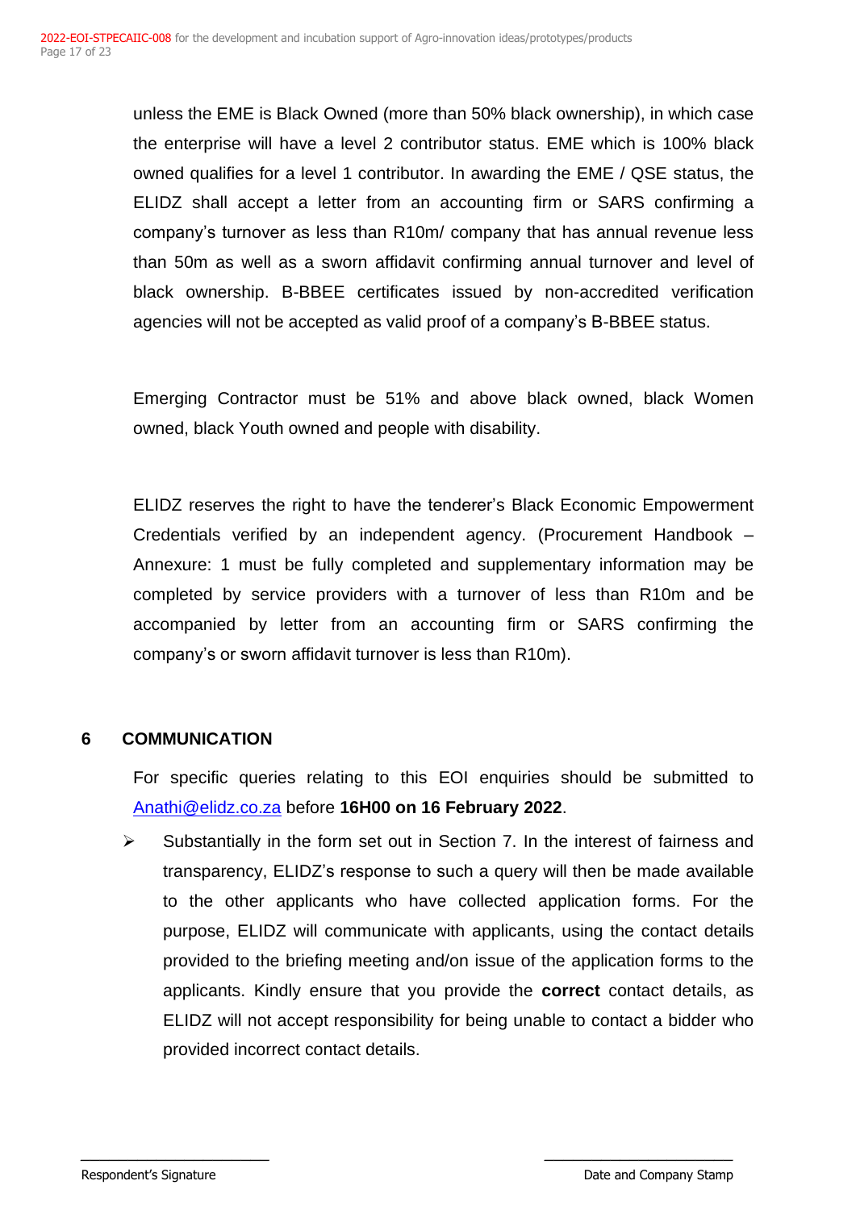unless the EME is Black Owned (more than 50% black ownership), in which case the enterprise will have a level 2 contributor status. EME which is 100% black owned qualifies for a level 1 contributor. In awarding the EME / QSE status, the ELIDZ shall accept a letter from an accounting firm or SARS confirming a company's turnover as less than R10m/ company that has annual revenue less than 50m as well as a sworn affidavit confirming annual turnover and level of black ownership. B-BBEE certificates issued by non-accredited verification agencies will not be accepted as valid proof of a company's B-BBEE status.

Emerging Contractor must be 51% and above black owned, black Women owned, black Youth owned and people with disability.

ELIDZ reserves the right to have the tenderer's Black Economic Empowerment Credentials verified by an independent agency. (Procurement Handbook – Annexure: 1 must be fully completed and supplementary information may be completed by service providers with a turnover of less than R10m and be accompanied by letter from an accounting firm or SARS confirming the company's or sworn affidavit turnover is less than R10m).

## 6 COMMUNICATION

For specific queries relating to this EOI enquiries should be submitted to Anathi@elidz.co.za before **16H00 on 16 February 2022**.

- Substantially in the form set out in Section 7. In the interest of fairness and transparency, ELIDZ's response to such a query will then be made available to the other applicants who have collected application forms. For the purpose, ELIDZ will communicate with applicants, using the contact details provided to the briefing meeting and/on issue of the application forms to the applicants. Kindly ensure that you provide the **correct** contact details, as ELIDZ will not accept responsibility for being unable to contact a bidder who provided incorrect contact details.

Respondent's Signature

Date and Company Stamp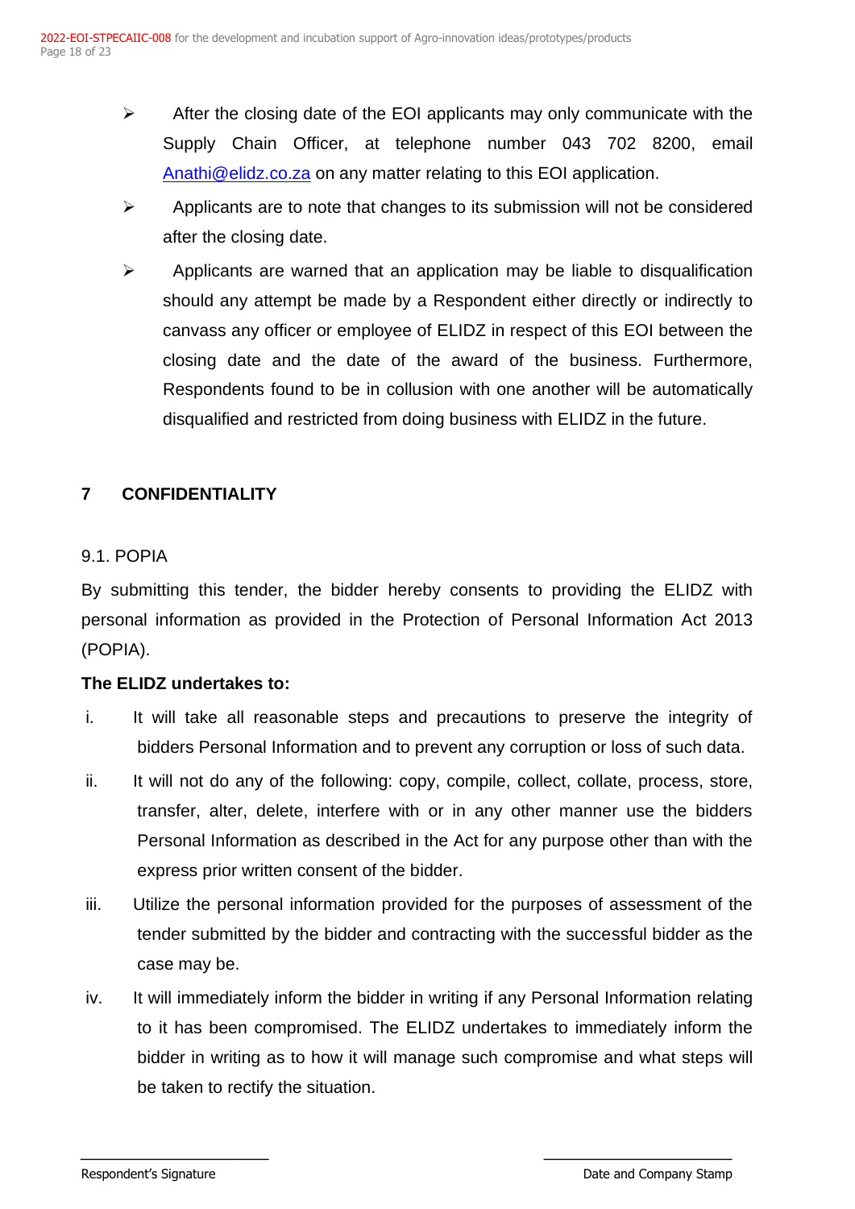- After the closing date of the EOI applicants may only communicate with the Supply Chain Officer, at telephone number 043 702 8200, email Anathi@elidz.co.za on any matter relating to this EOI application.
- Applicants are to note that changes to its submission will not be considered after the closing date.
- Applicants are warned that an application may be liable to disqualification should any attempt be made by a Respondent either directly or indirectly to canvass any officer or employee of ELIDZ in respect of this EOI between the closing date and the date of the award of the business. Furthermore, Respondents found to be in collusion with one another will be automatically disqualified and restricted from doing business with ELIDZ in the future.

## 7 CONFIDENTIALITY

9.1. POPIA

By submitting this tender, the bidder hereby consents to providing the ELIDZ with personal information as provided in the Protection of Personal Information Act 2013 (POPIA).

**The ELIDZ undertakes to:**

i. It will take all reasonable steps and precautions to preserve the integrity of bidders Personal Information and to prevent any corruption or loss of such data.

ii. It will not do any of the following: copy, compile, collect, collate, process, store, transfer, alter, delete, interfere with or in any other manner use the bidders Personal Information as described in the Act for any purpose other than with the express prior written consent of the bidder.

iii. Utilize the personal information provided for the purposes of assessment of the tender submitted by the bidder and contracting with the successful bidder as the case may be.

iv. It will immediately inform the bidder in writing if any Personal Information relating to it has been compromised. The ELIDZ undertakes to immediately inform the bidder in writing as to how it will manage such compromise and what steps will be taken to rectify the situation.

Respondent's Signature ______________________ Date and Company Stamp ______________________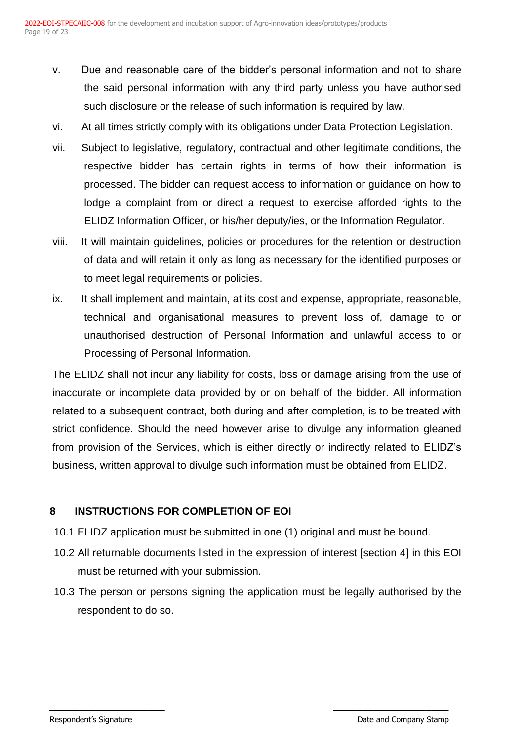v. Due and reasonable care of the bidder's personal information and not to share the said personal information with any third party unless you have authorised such disclosure or the release of such information is required by law.

vi. At all times strictly comply with its obligations under Data Protection Legislation.

vii. Subject to legislative, regulatory, contractual and other legitimate conditions, the respective bidder has certain rights in terms of how their information is processed. The bidder can request access to information or guidance on how to lodge a complaint from or direct a request to exercise afforded rights to the ELIDZ Information Officer, or his/her deputy/ies, or the Information Regulator.

viii. It will maintain guidelines, policies or procedures for the retention or destruction of data and will retain it only as long as necessary for the identified purposes or to meet legal requirements or policies.

ix. It shall implement and maintain, at its cost and expense, appropriate, reasonable, technical and organisational measures to prevent loss of, damage to or unauthorised destruction of Personal Information and unlawful access to or Processing of Personal Information.

The ELIDZ shall not incur any liability for costs, loss or damage arising from the use of inaccurate or incomplete data provided by or on behalf of the bidder. All information related to a subsequent contract, both during and after completion, is to be treated with strict confidence. Should the need however arise to divulge any information gleaned from provision of the Services, which is either directly or indirectly related to ELIDZ's business, written approval to divulge such information must be obtained from ELIDZ.

## 8 INSTRUCTIONS FOR COMPLETION OF EOI

10.1 ELIDZ application must be submitted in one (1) original and must be bound.

10.2 All returnable documents listed in the expression of interest [section 4] in this EOI must be returned with your submission.

10.3 The person or persons signing the application must be legally authorised by the respondent to do so.

Respondent's Signature

Date and Company Stamp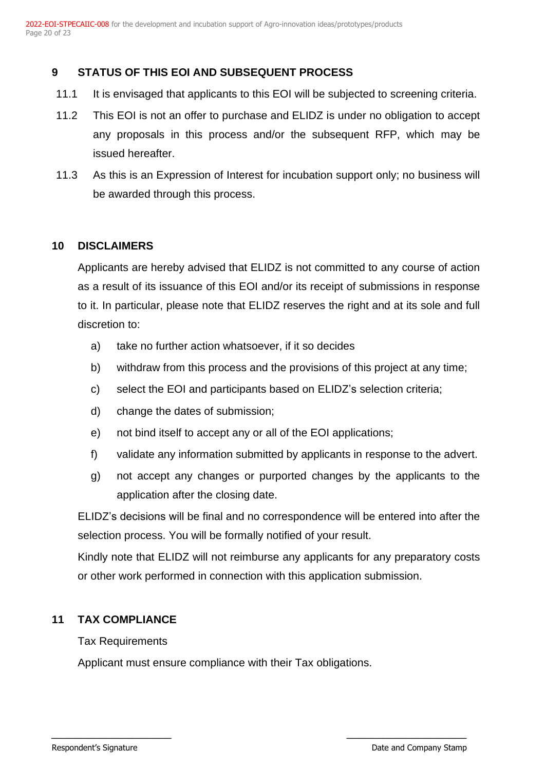## 9 STATUS OF THIS EOI AND SUBSEQUENT PROCESS

11.1 It is envisaged that applicants to this EOI will be subjected to screening criteria.

11.2 This EOI is not an offer to purchase and ELIDZ is under no obligation to accept any proposals in this process and/or the subsequent RFP, which may be issued hereafter.

11.3 As this is an Expression of Interest for incubation support only; no business will be awarded through this process.

## 10 DISCLAIMERS

Applicants are hereby advised that ELIDZ is not committed to any course of action as a result of its issuance of this EOI and/or its receipt of submissions in response to it. In particular, please note that ELIDZ reserves the right and at its sole and full discretion to:

a) take no further action whatsoever, if it so decides
b) withdraw from this process and the provisions of this project at any time;
c) select the EOI and participants based on ELIDZ's selection criteria;
d) change the dates of submission;
e) not bind itself to accept any or all of the EOI applications;
f) validate any information submitted by applicants in response to the advert.
g) not accept any changes or purported changes by the applicants to the application after the closing date.

ELIDZ's decisions will be final and no correspondence will be entered into after the selection process. You will be formally notified of your result.

Kindly note that ELIDZ will not reimburse any applicants for any preparatory costs or other work performed in connection with this application submission.

## 11 TAX COMPLIANCE

Tax Requirements

Applicant must ensure compliance with their Tax obligations.

\_\_\_\_\_\_\_\_\_\_\_\_\_\_\_\_\_\_\_\_\_\_\_\_ \_\_\_\_\_\_\_\_\_\_\_\_\_\_\_\_\_\_\_\_\_\_\_\_

Respondent's Signature Date and Company Stamp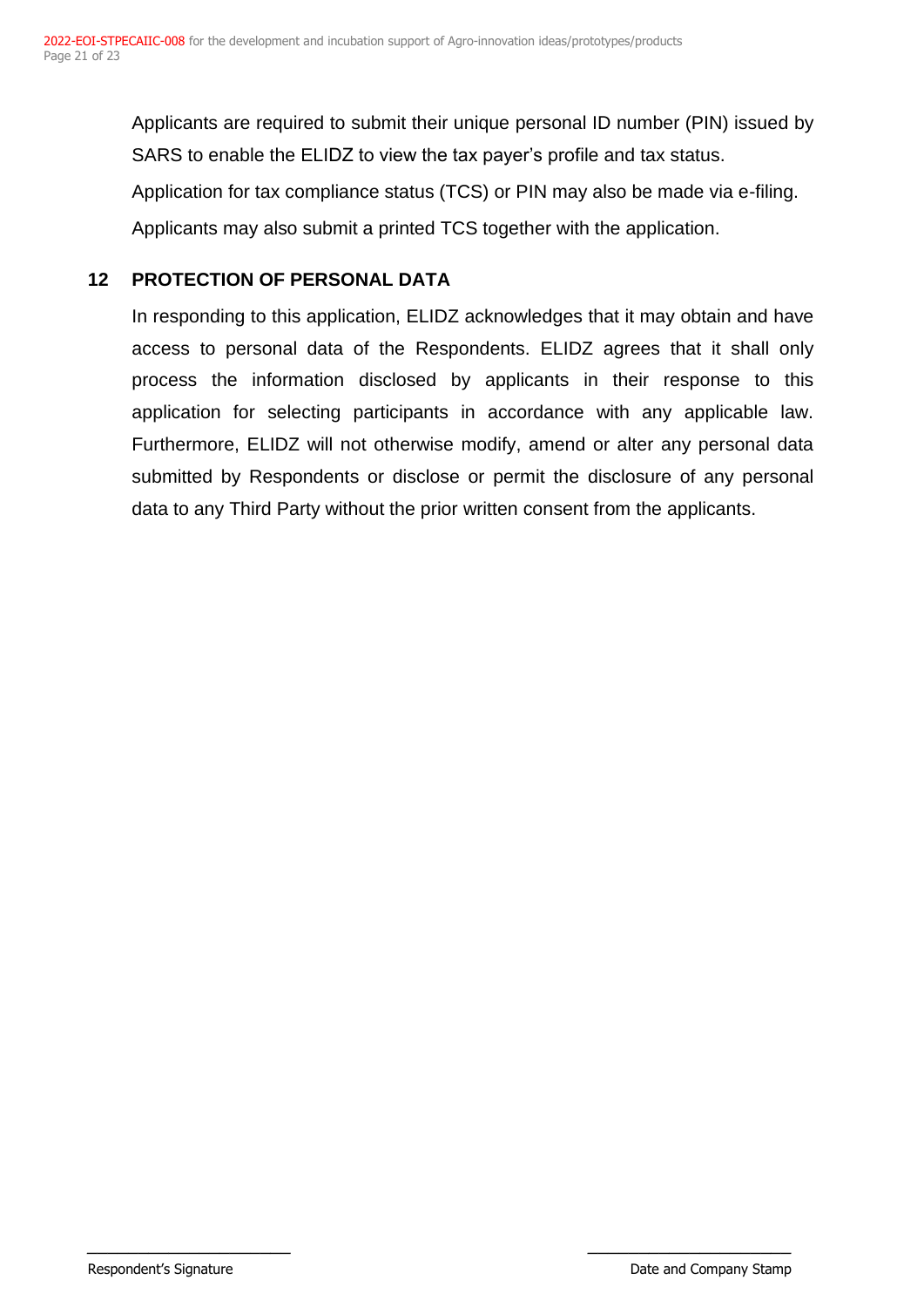Applicants are required to submit their unique personal ID number (PIN) issued by SARS to enable the ELIDZ to view the tax payer's profile and tax status.

Application for tax compliance status (TCS) or PIN may also be made via e-filing.

Applicants may also submit a printed TCS together with the application.

## 12 PROTECTION OF PERSONAL DATA

In responding to this application, ELIDZ acknowledges that it may obtain and have access to personal data of the Respondents. ELIDZ agrees that it shall only process the information disclosed by applicants in their response to this application for selecting participants in accordance with any applicable law. Furthermore, ELIDZ will not otherwise modify, amend or alter any personal data submitted by Respondents or disclose or permit the disclosure of any personal data to any Third Party without the prior written consent from the applicants.

\_\_\_\_\_\_\_\_\_\_\_\_\_\_\_\_\_\_\_\_\_\_\_\_\_
Respondent's Signature

\_\_\_\_\_\_\_\_\_\_\_\_\_\_\_\_\_\_\_\_\_\_\_\_\_
Date and Company Stamp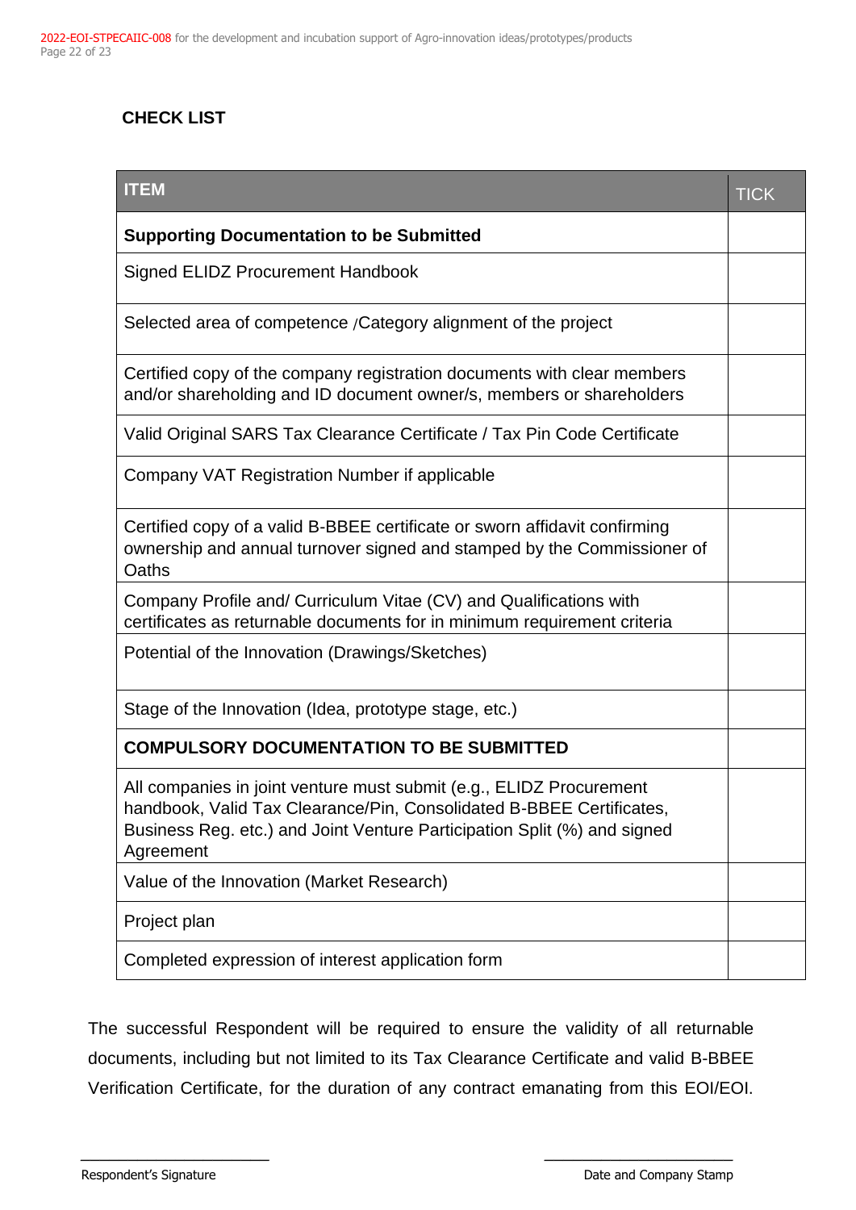## CHECK LIST

| ITEM | TICK |
|---|---|
| **Supporting Documentation to be Submitted** | |
| Signed ELIDZ Procurement Handbook | |
| Selected area of competence /Category alignment of the project | |
| Certified copy of the company registration documents with clear members and/or shareholding and ID document owner/s, members or shareholders | |
| Valid Original SARS Tax Clearance Certificate / Tax Pin Code Certificate | |
| Company VAT Registration Number if applicable | |
| Certified copy of a valid B-BBEE certificate or sworn affidavit confirming ownership and annual turnover signed and stamped by the Commissioner of Oaths | |
| Company Profile and/ Curriculum Vitae (CV) and Qualifications with certificates as returnable documents for in minimum requirement criteria | |
| Potential of the Innovation (Drawings/Sketches) | |
| Stage of the Innovation (Idea, prototype stage, etc.) | |
| **COMPULSORY DOCUMENTATION TO BE SUBMITTED** | |
| All companies in joint venture must submit (e.g., ELIDZ Procurement handbook, Valid Tax Clearance/Pin, Consolidated B-BBEE Certificates, Business Reg. etc.) and Joint Venture Participation Split (%) and signed Agreement | |
| Value of the Innovation (Market Research) | |
| Project plan | |
| Completed expression of interest application form | |

The successful Respondent will be required to ensure the validity of all returnable documents, including but not limited to its Tax Clearance Certificate and valid B-BBEE Verification Certificate, for the duration of any contract emanating from this EOI/EOI.

_______________________ Respondent's Signature

_______________________ Date and Company Stamp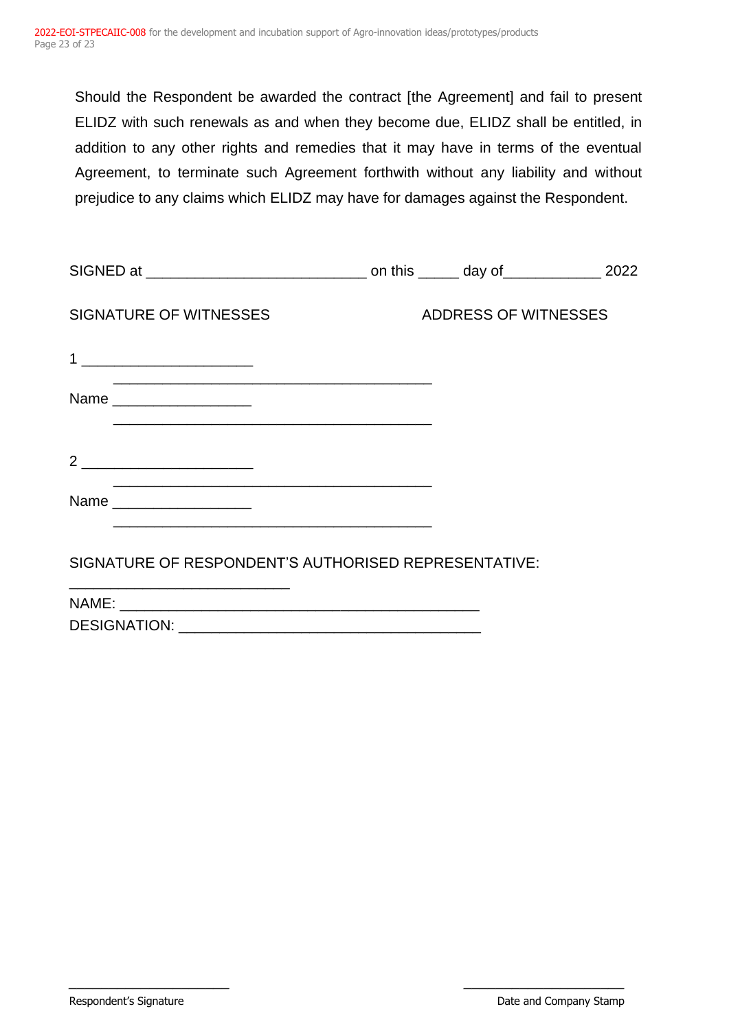Should the Respondent be awarded the contract [the Agreement] and fail to present ELIDZ with such renewals as and when they become due, ELIDZ shall be entitled, in addition to any other rights and remedies that it may have in terms of the eventual Agreement, to terminate such Agreement forthwith without any liability and without prejudice to any claims which ELIDZ may have for damages against the Respondent.

SIGNED at ___________________________ on this _____ day of____________ 2022

| SIGNATURE OF WITNESSES | ADDRESS OF WITNESSES |
|---|---|
| 1 _____________________ | _______________________________________ |
| Name _________________ | _______________________________________ |
| 2 _____________________ | _______________________________________ |
| Name _________________ | _______________________________________ |

SIGNATURE OF RESPONDENT'S AUTHORISED REPRESENTATIVE:

___________________________

NAME: ____________________________________________

DESIGNATION: _____________________________________

_______________________ Respondent's Signature

_______________________ Date and Company Stamp